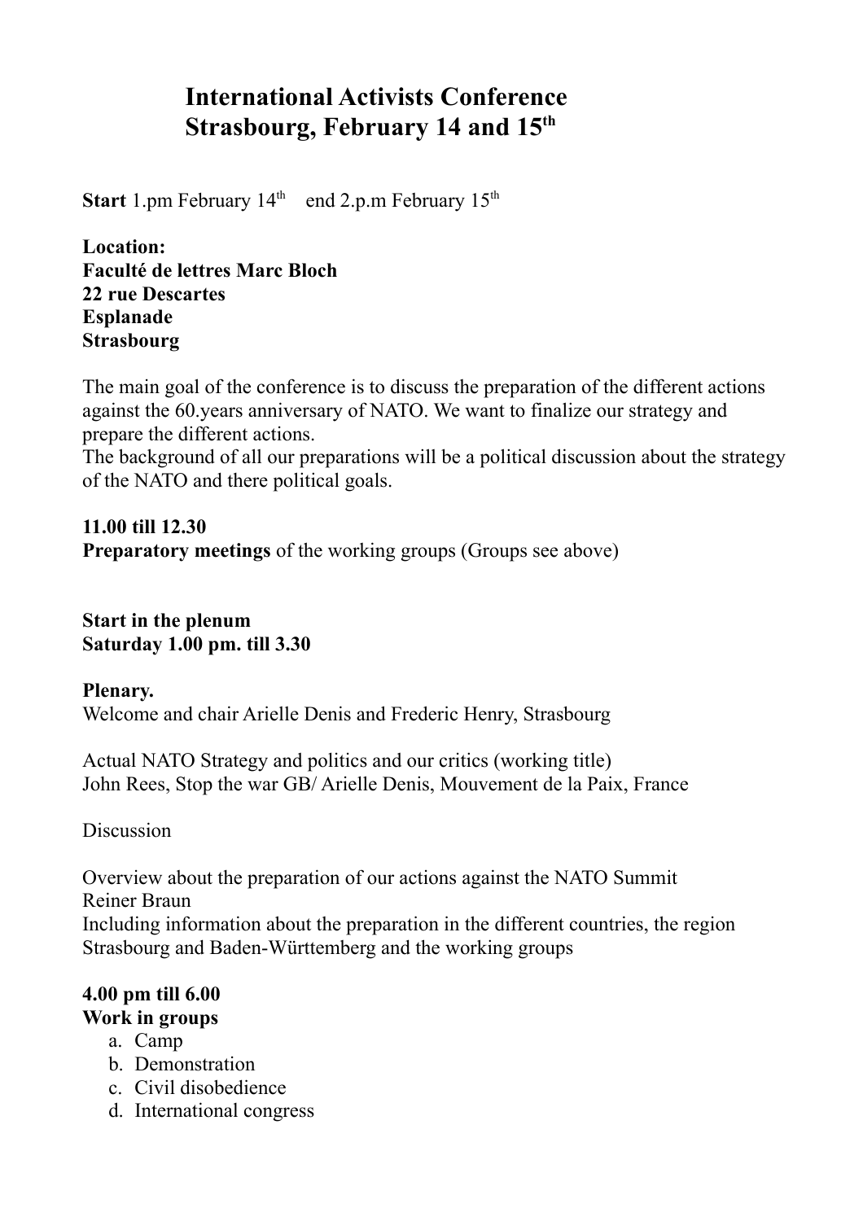# International Activists Conference
# Strasbourg, February 14 and 15th

**Start** 1.pm February 14th  end 2.p.m February 15th

**Location:**
**Faculté de lettres Marc Bloch**
**22 rue Descartes**
**Esplanade**
**Strasbourg**

The main goal of the conference is to discuss the preparation of the different actions against the 60.years anniversary of NATO. We want to finalize our strategy and prepare the different actions.
The background of all our preparations will be a political discussion about the strategy of the NATO and there political goals.

**11.00 till 12.30**
**Preparatory meetings** of the working groups (Groups see above)

**Start in the plenum**
**Saturday 1.00 pm. till 3.30**

**Plenary.**
Welcome and chair Arielle Denis and Frederic Henry, Strasbourg

Actual NATO Strategy and politics and our critics (working title)
John Rees, Stop the war GB/ Arielle Denis, Mouvement de la Paix, France

Discussion

Overview about the preparation of our actions against the NATO Summit
Reiner Braun
Including information about the preparation in the different countries, the region Strasbourg and Baden-Württemberg and the working groups

**4.00 pm till 6.00**
**Work in groups**

a. Camp
b. Demonstration
c. Civil disobedience
d. International congress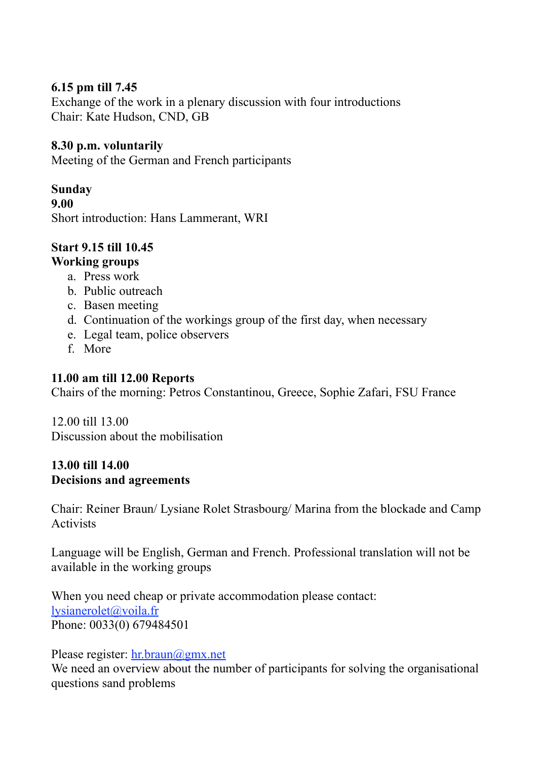**6.15 pm till 7.45**
Exchange of the work in a plenary discussion with four introductions
Chair: Kate Hudson, CND, GB

**8.30 p.m. voluntarily**
Meeting of the German and French participants

**Sunday**
**9.00**
Short introduction: Hans Lammerant, WRI

**Start 9.15 till 10.45**
**Working groups**

a. Press work
b. Public outreach
c. Basen meeting
d. Continuation of the workings group of the first day, when necessary
e. Legal team, police observers
f. More

**11.00 am till 12.00 Reports**
Chairs of the morning: Petros Constantinou, Greece, Sophie Zafari, FSU France

12.00 till 13.00
Discussion about the mobilisation

**13.00 till 14.00**
**Decisions and agreements**

Chair: Reiner Braun/ Lysiane Rolet Strasbourg/ Marina from the blockade and Camp Activists

Language will be English, German and French. Professional translation will not be available in the working groups

When you need cheap or private accommodation please contact:
lysianerolet@voila.fr
Phone: 0033(0) 679484501

Please register: hr.braun@gmx.net
We need an overview about the number of participants for solving the organisational questions sand problems